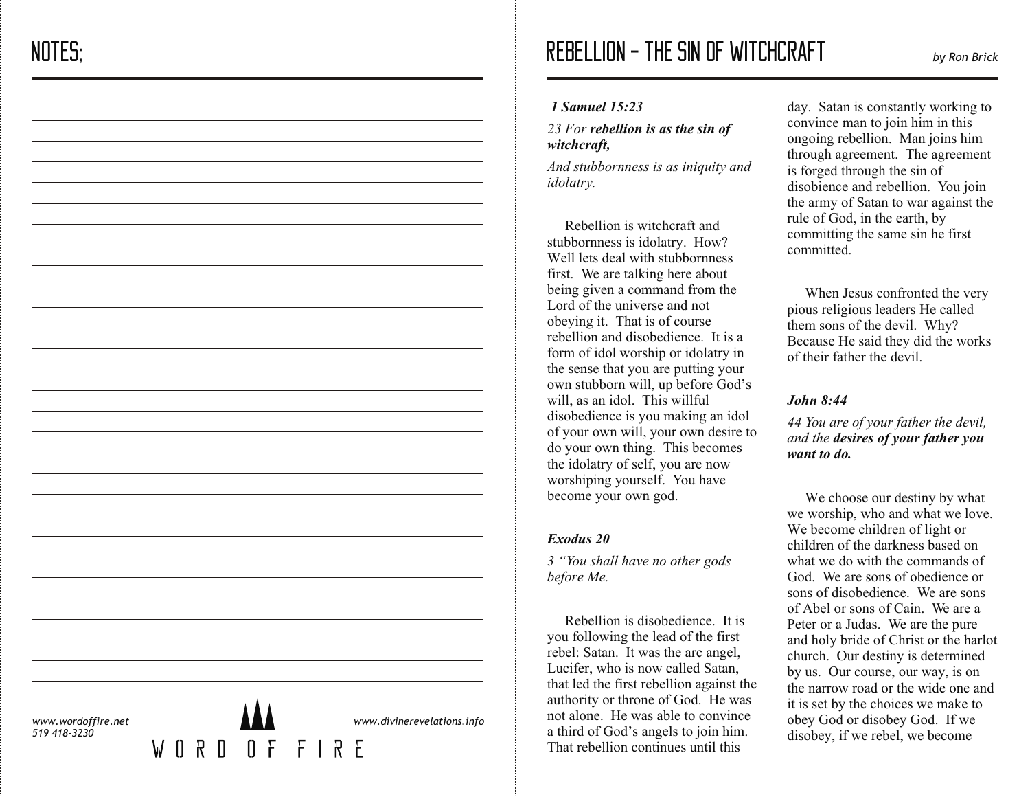# NOTES:

www.wordoffire.net
519 418-3230

WORD OF FIRE

www.divinerevelations.info

# REBELLION – THE SIN OF WITCHCRAFT

*by Ron Brick*

***1 Samuel 15:23***

*23 For* ***rebellion is as the sin of witchcraft,***

*And stubbornness is as iniquity and idolatry.*

Rebellion is witchcraft and stubbornness is idolatry. How? Well lets deal with stubbornness first. We are talking here about being given a command from the Lord of the universe and not obeying it. That is of course rebellion and disobedience. It is a form of idol worship or idolatry in the sense that you are putting your own stubborn will, up before God's will, as an idol. This willful disobedience is you making an idol of your own will, your own desire to do your own thing. This becomes the idolatry of self, you are now worshiping yourself. You have become your own god.

***Exodus 20***

*3 "You shall have no other gods before Me.*

Rebellion is disobedience. It is you following the lead of the first rebel: Satan. It was the arc angel, Lucifer, who is now called Satan, that led the first rebellion against the authority or throne of God. He was not alone. He was able to convince a third of God's angels to join him. That rebellion continues until this day. Satan is constantly working to convince man to join him in this ongoing rebellion. Man joins him through agreement. The agreement is forged through the sin of disobience and rebellion. You join the army of Satan to war against the rule of God, in the earth, by committing the same sin he first committed.

When Jesus confronted the very pious religious leaders He called them sons of the devil. Why? Because He said they did the works of their father the devil.

***John 8:44***

*44 You are of your father the devil, and the* ***desires of your father you want to do.***

We choose our destiny by what we worship, who and what we love. We become children of light or children of the darkness based on what we do with the commands of God. We are sons of obedience or sons of disobedience. We are sons of Abel or sons of Cain. We are a Peter or a Judas. We are the pure and holy bride of Christ or the harlot church. Our destiny is determined by us. Our course, our way, is on the narrow road or the wide one and it is set by the choices we make to obey God or disobey God. If we disobey, if we rebel, we become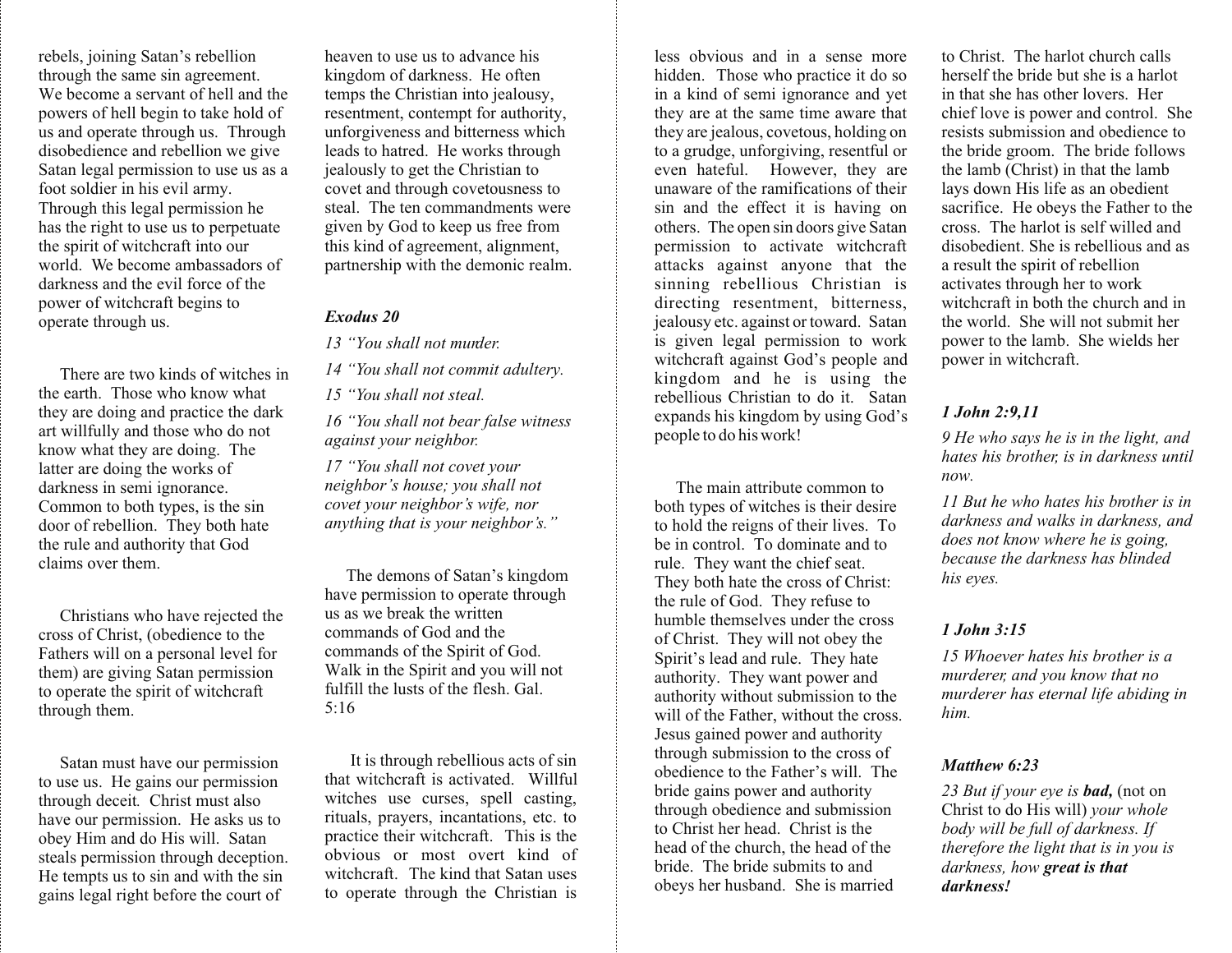rebels, joining Satan's rebellion through the same sin agreement. We become a servant of hell and the powers of hell begin to take hold of us and operate through us. Through disobedience and rebellion we give Satan legal permission to use us as a foot soldier in his evil army. Through this legal permission he has the right to use us to perpetuate the spirit of witchcraft into our world. We become ambassadors of darkness and the evil force of the power of witchcraft begins to operate through us.

There are two kinds of witches in the earth. Those who know what they are doing and practice the dark art willfully and those who do not know what they are doing. The latter are doing the works of darkness in semi ignorance. Common to both types, is the sin door of rebellion. They both hate the rule and authority that God claims over them.

Christians who have rejected the cross of Christ, (obedience to the Fathers will on a personal level for them) are giving Satan permission to operate the spirit of witchcraft through them.

Satan must have our permission to use us. He gains our permission through deceit. Christ must also have our permission. He asks us to obey Him and do His will. Satan steals permission through deception. He tempts us to sin and with the sin gains legal right before the court of heaven to use us to advance his kingdom of darkness. He often temps the Christian into jealousy, resentment, contempt for authority, unforgiveness and bitterness which leads to hatred. He works through jealously to get the Christian to covet and through covetousness to steal. The ten commandments were given by God to keep us free from this kind of agreement, alignment, partnership with the demonic realm.

***Exodus 20***

*13 "You shall not murder.*

*14 "You shall not commit adultery.*

*15 "You shall not steal.*

*16 "You shall not bear false witness against your neighbor.*

*17 "You shall not covet your neighbor's house; you shall not covet your neighbor's wife, nor anything that is your neighbor's."*

The demons of Satan's kingdom have permission to operate through us as we break the written commands of God and the commands of the Spirit of God. Walk in the Spirit and you will not fulfill the lusts of the flesh. Gal. 5:16

It is through rebellious acts of sin that witchcraft is activated. Willful witches use curses, spell casting, rituals, prayers, incantations, etc. to practice their witchcraft. This is the obvious or most overt kind of witchcraft. The kind that Satan uses to operate through the Christian is less obvious and in a sense more hidden. Those who practice it do so in a kind of semi ignorance and yet they are at the same time aware that they are jealous, covetous, holding on to a grudge, unforgiving, resentful or even hateful. However, they are unaware of the ramifications of their sin and the effect it is having on others. The open sin doors give Satan permission to activate witchcraft attacks against anyone that the sinning rebellious Christian is directing resentment, bitterness, jealousy etc. against or toward. Satan is given legal permission to work witchcraft against God's people and kingdom and he is using the rebellious Christian to do it. Satan expands his kingdom by using God's people to do his work!

The main attribute common to both types of witches is their desire to hold the reigns of their lives. To be in control. To dominate and to rule. They want the chief seat. They both hate the cross of Christ: the rule of God. They refuse to humble themselves under the cross of Christ. They will not obey the Spirit's lead and rule. They hate authority. They want power and authority without submission to the will of the Father, without the cross. Jesus gained power and authority through submission to the cross of obedience to the Father's will. The bride gains power and authority through obedience and submission to Christ her head. Christ is the head of the church, the head of the bride. The bride submits to and obeys her husband. She is married to Christ. The harlot church calls herself the bride but she is a harlot in that she has other lovers. Her chief love is power and control. She resists submission and obedience to the bride groom. The bride follows the lamb (Christ) in that the lamb lays down His life as an obedient sacrifice. He obeys the Father to the cross. The harlot is self willed and disobedient. She is rebellious and as a result the spirit of rebellion activates through her to work witchcraft in both the church and in the world. She will not submit her power to the lamb. She wields her power in witchcraft.

***1 John 2:9,11***

*9 He who says he is in the light, and hates his brother, is in darkness until now.*

*11 But he who hates his brother is in darkness and walks in darkness, and does not know where he is going, because the darkness has blinded his eyes.*

***1 John 3:15***

*15 Whoever hates his brother is a murderer, and you know that no murderer has eternal life abiding in him.*

***Matthew 6:23***

*23 But if your eye is **bad,*** (not on Christ to do His will) *your whole body will be full of darkness. If therefore the light that is in you is darkness, how **great is that darkness!***